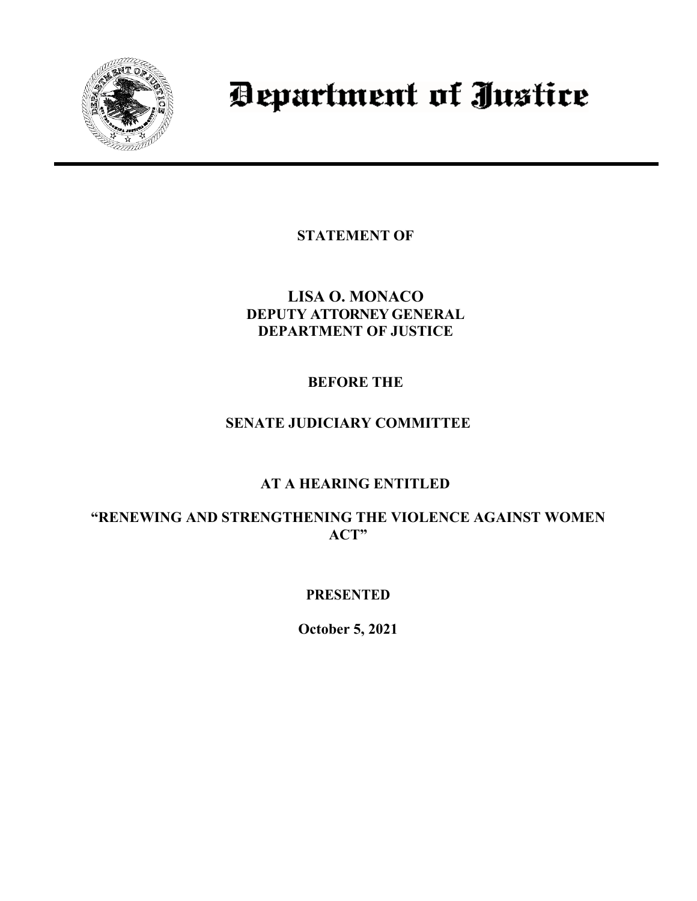# Department of Justice

**STATEMENT OF**

**LISA O. MONACO**
**DEPUTY ATTORNEY GENERAL**
**DEPARTMENT OF JUSTICE**

**BEFORE THE**

**SENATE JUDICIARY COMMITTEE**

**AT A HEARING ENTITLED**

**"RENEWING AND STRENGTHENING THE VIOLENCE AGAINST WOMEN ACT"**

**PRESENTED**

**October 5, 2021**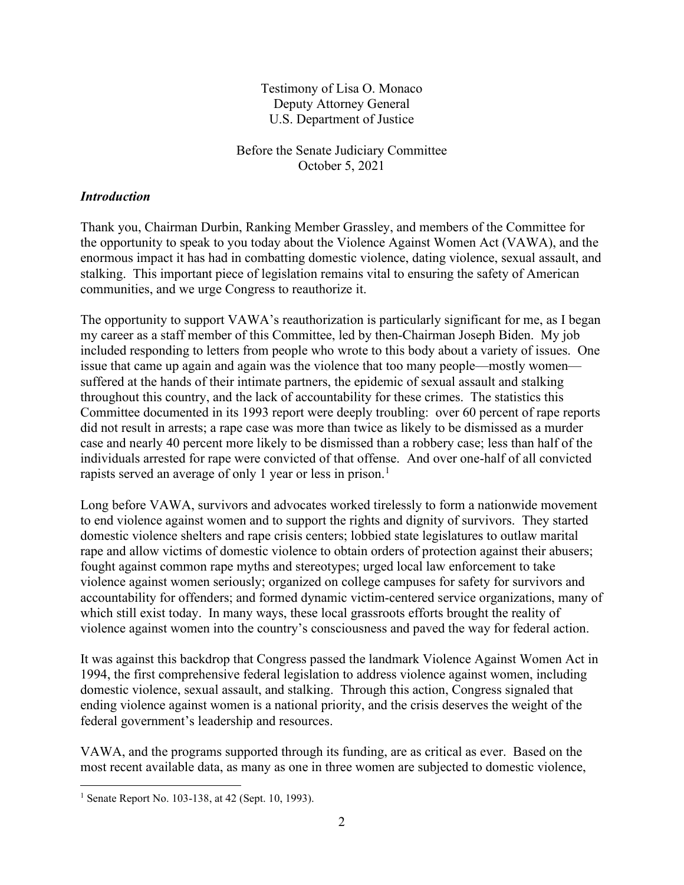Testimony of Lisa O. Monaco
Deputy Attorney General
U.S. Department of Justice

Before the Senate Judiciary Committee
October 5, 2021

### *Introduction*

Thank you, Chairman Durbin, Ranking Member Grassley, and members of the Committee for the opportunity to speak to you today about the Violence Against Women Act (VAWA), and the enormous impact it has had in combatting domestic violence, dating violence, sexual assault, and stalking. This important piece of legislation remains vital to ensuring the safety of American communities, and we urge Congress to reauthorize it.

The opportunity to support VAWA's reauthorization is particularly significant for me, as I began my career as a staff member of this Committee, led by then-Chairman Joseph Biden. My job included responding to letters from people who wrote to this body about a variety of issues. One issue that came up again and again was the violence that too many people—mostly women—suffered at the hands of their intimate partners, the epidemic of sexual assault and stalking throughout this country, and the lack of accountability for these crimes. The statistics this Committee documented in its 1993 report were deeply troubling: over 60 percent of rape reports did not result in arrests; a rape case was more than twice as likely to be dismissed as a murder case and nearly 40 percent more likely to be dismissed than a robbery case; less than half of the individuals arrested for rape were convicted of that offense. And over one-half of all convicted rapists served an average of only 1 year or less in prison.[1]

Long before VAWA, survivors and advocates worked tirelessly to form a nationwide movement to end violence against women and to support the rights and dignity of survivors. They started domestic violence shelters and rape crisis centers; lobbied state legislatures to outlaw marital rape and allow victims of domestic violence to obtain orders of protection against their abusers; fought against common rape myths and stereotypes; urged local law enforcement to take violence against women seriously; organized on college campuses for safety for survivors and accountability for offenders; and formed dynamic victim-centered service organizations, many of which still exist today. In many ways, these local grassroots efforts brought the reality of violence against women into the country's consciousness and paved the way for federal action.

It was against this backdrop that Congress passed the landmark Violence Against Women Act in 1994, the first comprehensive federal legislation to address violence against women, including domestic violence, sexual assault, and stalking. Through this action, Congress signaled that ending violence against women is a national priority, and the crisis deserves the weight of the federal government's leadership and resources.

VAWA, and the programs supported through its funding, are as critical as ever. Based on the most recent available data, as many as one in three women are subjected to domestic violence,

[1] Senate Report No. 103-138, at 42 (Sept. 10, 1993).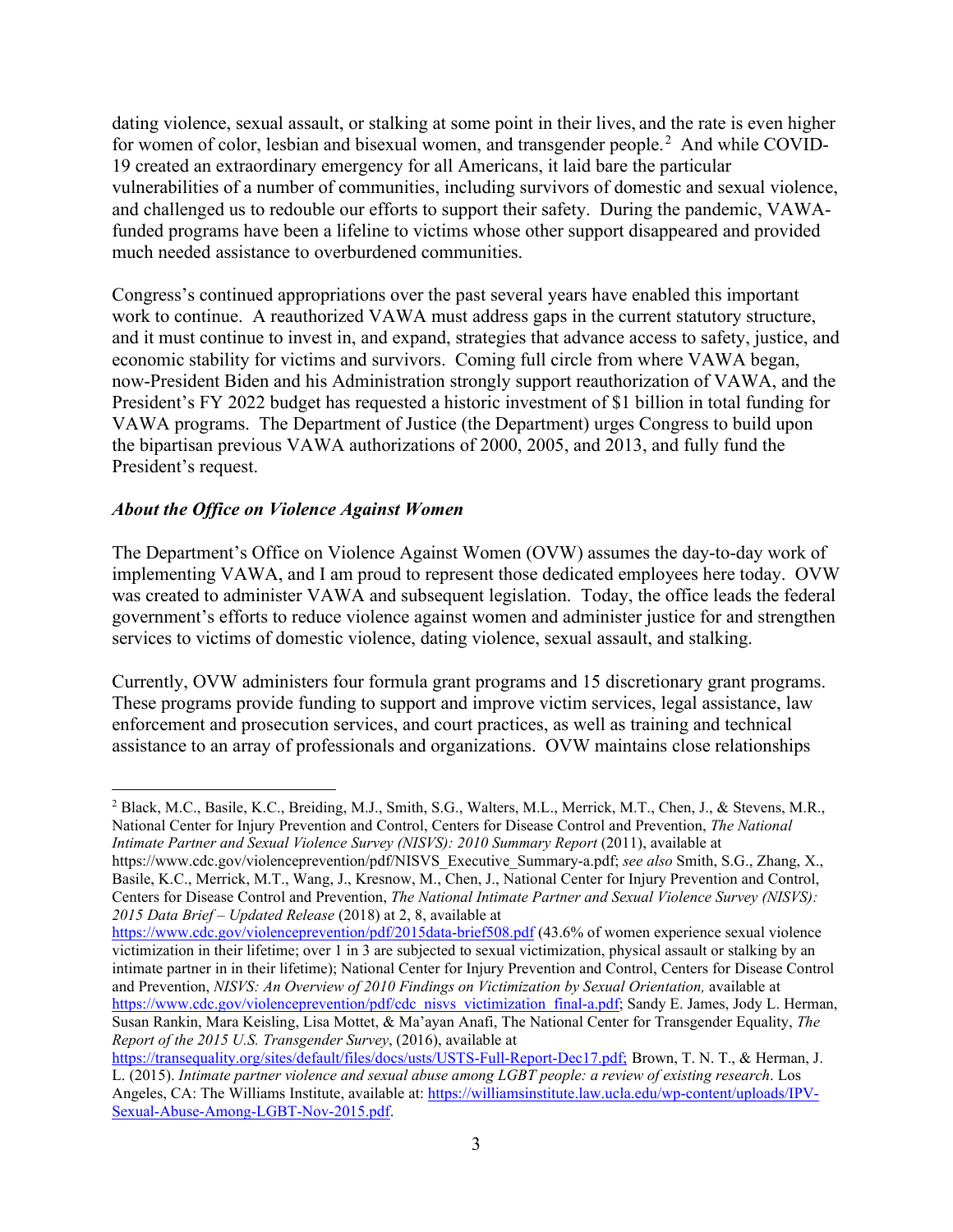dating violence, sexual assault, or stalking at some point in their lives, and the rate is even higher for women of color, lesbian and bisexual women, and transgender people.[2] And while COVID-19 created an extraordinary emergency for all Americans, it laid bare the particular vulnerabilities of a number of communities, including survivors of domestic and sexual violence, and challenged us to redouble our efforts to support their safety. During the pandemic, VAWA-funded programs have been a lifeline to victims whose other support disappeared and provided much needed assistance to overburdened communities.

Congress's continued appropriations over the past several years have enabled this important work to continue. A reauthorized VAWA must address gaps in the current statutory structure, and it must continue to invest in, and expand, strategies that advance access to safety, justice, and economic stability for victims and survivors. Coming full circle from where VAWA began, now-President Biden and his Administration strongly support reauthorization of VAWA, and the President's FY 2022 budget has requested a historic investment of $1 billion in total funding for VAWA programs. The Department of Justice (the Department) urges Congress to build upon the bipartisan previous VAWA authorizations of 2000, 2005, and 2013, and fully fund the President's request.

### *About the Office on Violence Against Women*

The Department's Office on Violence Against Women (OVW) assumes the day-to-day work of implementing VAWA, and I am proud to represent those dedicated employees here today. OVW was created to administer VAWA and subsequent legislation. Today, the office leads the federal government's efforts to reduce violence against women and administer justice for and strengthen services to victims of domestic violence, dating violence, sexual assault, and stalking.

Currently, OVW administers four formula grant programs and 15 discretionary grant programs. These programs provide funding to support and improve victim services, legal assistance, law enforcement and prosecution services, and court practices, as well as training and technical assistance to an array of professionals and organizations. OVW maintains close relationships

---

[2] Black, M.C., Basile, K.C., Breiding, M.J., Smith, S.G., Walters, M.L., Merrick, M.T., Chen, J., & Stevens, M.R., National Center for Injury Prevention and Control, Centers for Disease Control and Prevention, *The National Intimate Partner and Sexual Violence Survey (NISVS): 2010 Summary Report* (2011), available at https://www.cdc.gov/violenceprevention/pdf/NISVS_Executive_Summary-a.pdf; *see also* Smith, S.G., Zhang, X., Basile, K.C., Merrick, M.T., Wang, J., Kresnow, M., Chen, J., National Center for Injury Prevention and Control, Centers for Disease Control and Prevention, *The National Intimate Partner and Sexual Violence Survey (NISVS): 2015 Data Brief – Updated Release* (2018) at 2, 8, available at https://www.cdc.gov/violenceprevention/pdf/2015data-brief508.pdf (43.6% of women experience sexual violence victimization in their lifetime; over 1 in 3 are subjected to sexual victimization, physical assault or stalking by an intimate partner in in their lifetime); National Center for Injury Prevention and Control, Centers for Disease Control and Prevention, *NISVS: An Overview of 2010 Findings on Victimization by Sexual Orientation,* available at https://www.cdc.gov/violenceprevention/pdf/cdc_nisvs_victimization_final-a.pdf; Sandy E. James, Jody L. Herman, Susan Rankin, Mara Keisling, Lisa Mottet, & Ma'ayan Anafi, The National Center for Transgender Equality, *The Report of the 2015 U.S. Transgender Survey*, (2016), available at https://transequality.org/sites/default/files/docs/usts/USTS-Full-Report-Dec17.pdf; Brown, T. N. T., & Herman, J. L. (2015). *Intimate partner violence and sexual abuse among LGBT people: a review of existing research*. Los Angeles, CA: The Williams Institute, available at: https://williamsinstitute.law.ucla.edu/wp-content/uploads/IPV-Sexual-Abuse-Among-LGBT-Nov-2015.pdf.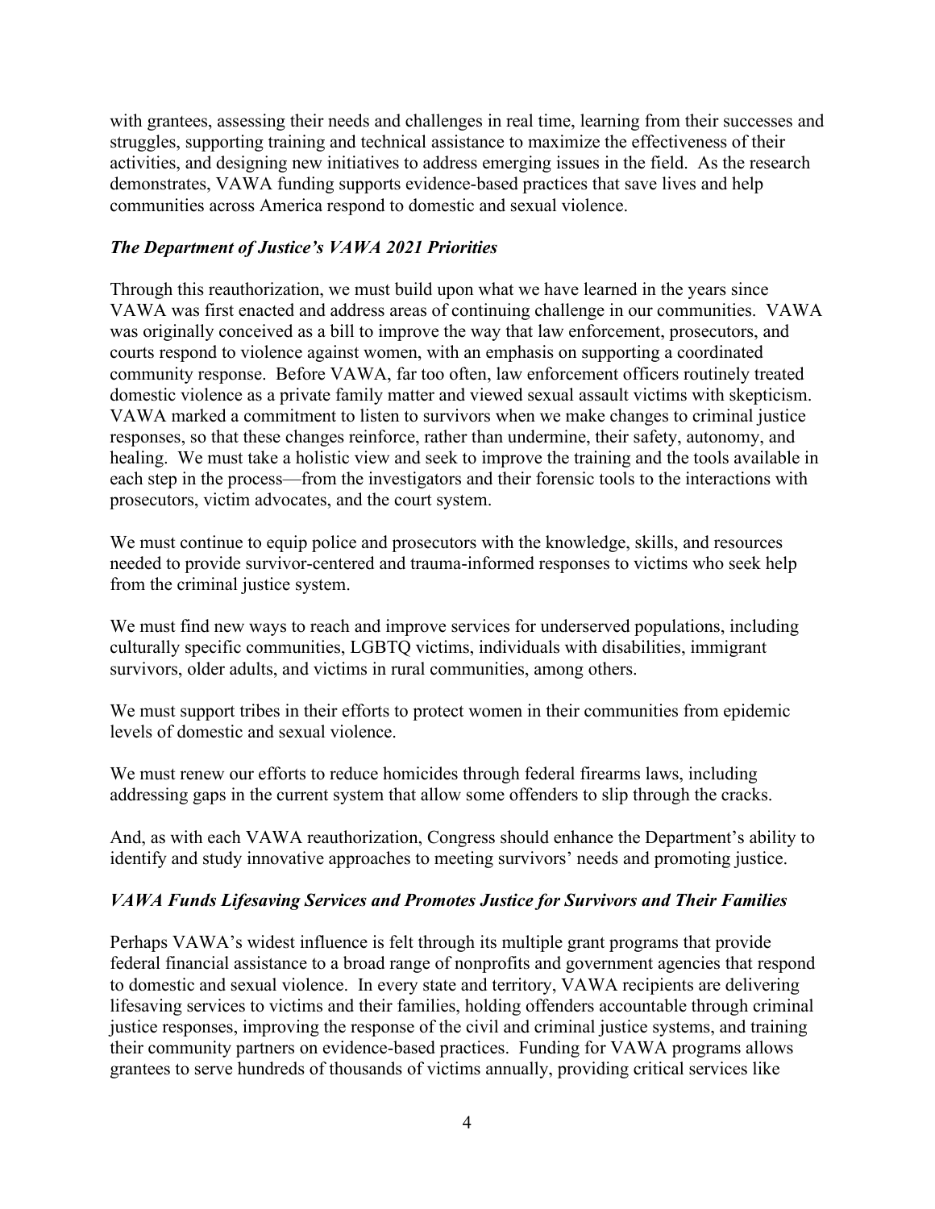with grantees, assessing their needs and challenges in real time, learning from their successes and struggles, supporting training and technical assistance to maximize the effectiveness of their activities, and designing new initiatives to address emerging issues in the field. As the research demonstrates, VAWA funding supports evidence-based practices that save lives and help communities across America respond to domestic and sexual violence.

### *The Department of Justice's VAWA 2021 Priorities*

Through this reauthorization, we must build upon what we have learned in the years since VAWA was first enacted and address areas of continuing challenge in our communities. VAWA was originally conceived as a bill to improve the way that law enforcement, prosecutors, and courts respond to violence against women, with an emphasis on supporting a coordinated community response. Before VAWA, far too often, law enforcement officers routinely treated domestic violence as a private family matter and viewed sexual assault victims with skepticism. VAWA marked a commitment to listen to survivors when we make changes to criminal justice responses, so that these changes reinforce, rather than undermine, their safety, autonomy, and healing. We must take a holistic view and seek to improve the training and the tools available in each step in the process—from the investigators and their forensic tools to the interactions with prosecutors, victim advocates, and the court system.

We must continue to equip police and prosecutors with the knowledge, skills, and resources needed to provide survivor-centered and trauma-informed responses to victims who seek help from the criminal justice system.

We must find new ways to reach and improve services for underserved populations, including culturally specific communities, LGBTQ victims, individuals with disabilities, immigrant survivors, older adults, and victims in rural communities, among others.

We must support tribes in their efforts to protect women in their communities from epidemic levels of domestic and sexual violence.

We must renew our efforts to reduce homicides through federal firearms laws, including addressing gaps in the current system that allow some offenders to slip through the cracks.

And, as with each VAWA reauthorization, Congress should enhance the Department's ability to identify and study innovative approaches to meeting survivors' needs and promoting justice.

### *VAWA Funds Lifesaving Services and Promotes Justice for Survivors and Their Families*

Perhaps VAWA's widest influence is felt through its multiple grant programs that provide federal financial assistance to a broad range of nonprofits and government agencies that respond to domestic and sexual violence. In every state and territory, VAWA recipients are delivering lifesaving services to victims and their families, holding offenders accountable through criminal justice responses, improving the response of the civil and criminal justice systems, and training their community partners on evidence-based practices. Funding for VAWA programs allows grantees to serve hundreds of thousands of victims annually, providing critical services like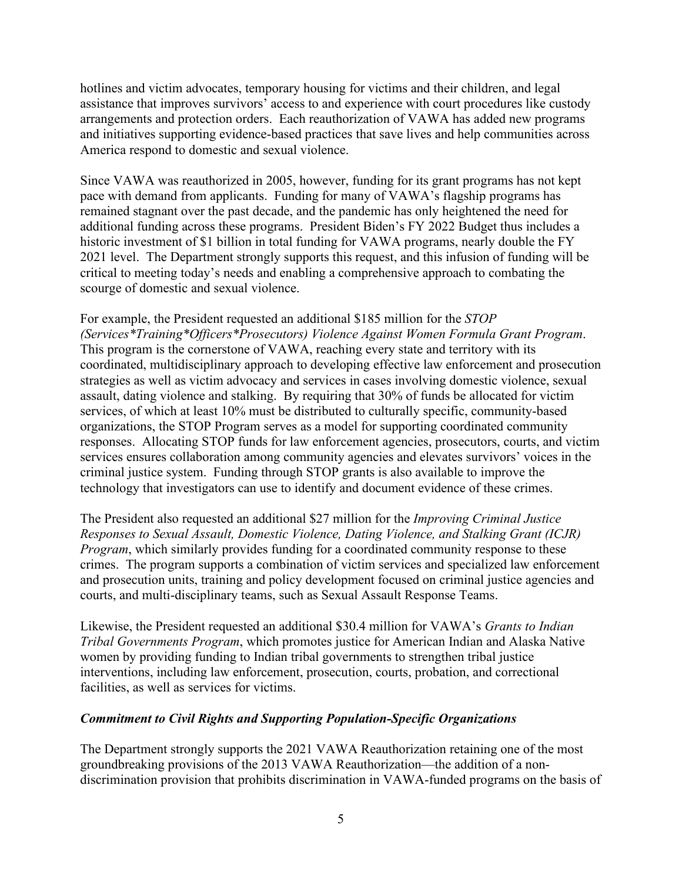hotlines and victim advocates, temporary housing for victims and their children, and legal assistance that improves survivors' access to and experience with court procedures like custody arrangements and protection orders. Each reauthorization of VAWA has added new programs and initiatives supporting evidence-based practices that save lives and help communities across America respond to domestic and sexual violence.

Since VAWA was reauthorized in 2005, however, funding for its grant programs has not kept pace with demand from applicants. Funding for many of VAWA's flagship programs has remained stagnant over the past decade, and the pandemic has only heightened the need for additional funding across these programs. President Biden's FY 2022 Budget thus includes a historic investment of $1 billion in total funding for VAWA programs, nearly double the FY 2021 level. The Department strongly supports this request, and this infusion of funding will be critical to meeting today's needs and enabling a comprehensive approach to combating the scourge of domestic and sexual violence.

For example, the President requested an additional $185 million for the *STOP (Services*Training*Officers*Prosecutors) Violence Against Women Formula Grant Program*. This program is the cornerstone of VAWA, reaching every state and territory with its coordinated, multidisciplinary approach to developing effective law enforcement and prosecution strategies as well as victim advocacy and services in cases involving domestic violence, sexual assault, dating violence and stalking. By requiring that 30% of funds be allocated for victim services, of which at least 10% must be distributed to culturally specific, community-based organizations, the STOP Program serves as a model for supporting coordinated community responses. Allocating STOP funds for law enforcement agencies, prosecutors, courts, and victim services ensures collaboration among community agencies and elevates survivors' voices in the criminal justice system. Funding through STOP grants is also available to improve the technology that investigators can use to identify and document evidence of these crimes.

The President also requested an additional $27 million for the *Improving Criminal Justice Responses to Sexual Assault, Domestic Violence, Dating Violence, and Stalking Grant (ICJR) Program*, which similarly provides funding for a coordinated community response to these crimes. The program supports a combination of victim services and specialized law enforcement and prosecution units, training and policy development focused on criminal justice agencies and courts, and multi-disciplinary teams, such as Sexual Assault Response Teams.

Likewise, the President requested an additional $30.4 million for VAWA's *Grants to Indian Tribal Governments Program*, which promotes justice for American Indian and Alaska Native women by providing funding to Indian tribal governments to strengthen tribal justice interventions, including law enforcement, prosecution, courts, probation, and correctional facilities, as well as services for victims.

### *Commitment to Civil Rights and Supporting Population-Specific Organizations*

The Department strongly supports the 2021 VAWA Reauthorization retaining one of the most groundbreaking provisions of the 2013 VAWA Reauthorization—the addition of a non-discrimination provision that prohibits discrimination in VAWA-funded programs on the basis of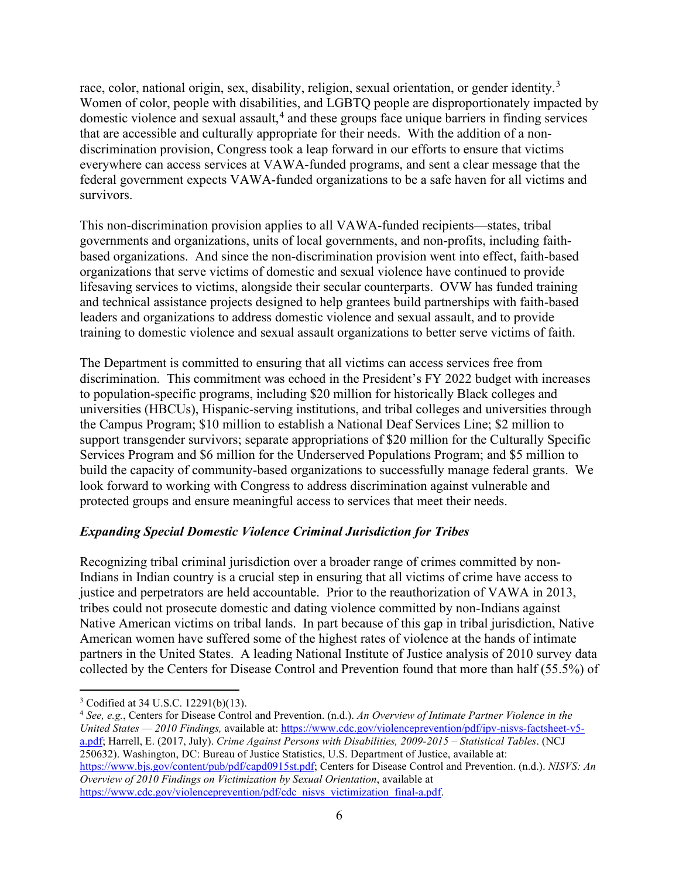race, color, national origin, sex, disability, religion, sexual orientation, or gender identity.[3] Women of color, people with disabilities, and LGBTQ people are disproportionately impacted by domestic violence and sexual assault,[4] and these groups face unique barriers in finding services that are accessible and culturally appropriate for their needs. With the addition of a non-discrimination provision, Congress took a leap forward in our efforts to ensure that victims everywhere can access services at VAWA-funded programs, and sent a clear message that the federal government expects VAWA-funded organizations to be a safe haven for all victims and survivors.

This non-discrimination provision applies to all VAWA-funded recipients—states, tribal governments and organizations, units of local governments, and non-profits, including faith-based organizations. And since the non-discrimination provision went into effect, faith-based organizations that serve victims of domestic and sexual violence have continued to provide lifesaving services to victims, alongside their secular counterparts. OVW has funded training and technical assistance projects designed to help grantees build partnerships with faith-based leaders and organizations to address domestic violence and sexual assault, and to provide training to domestic violence and sexual assault organizations to better serve victims of faith.

The Department is committed to ensuring that all victims can access services free from discrimination. This commitment was echoed in the President's FY 2022 budget with increases to population-specific programs, including $20 million for historically Black colleges and universities (HBCUs), Hispanic-serving institutions, and tribal colleges and universities through the Campus Program; $10 million to establish a National Deaf Services Line; $2 million to support transgender survivors; separate appropriations of $20 million for the Culturally Specific Services Program and $6 million for the Underserved Populations Program; and $5 million to build the capacity of community-based organizations to successfully manage federal grants. We look forward to working with Congress to address discrimination against vulnerable and protected groups and ensure meaningful access to services that meet their needs.

***Expanding Special Domestic Violence Criminal Jurisdiction for Tribes***

Recognizing tribal criminal jurisdiction over a broader range of crimes committed by non-Indians in Indian country is a crucial step in ensuring that all victims of crime have access to justice and perpetrators are held accountable. Prior to the reauthorization of VAWA in 2013, tribes could not prosecute domestic and dating violence committed by non-Indians against Native American victims on tribal lands. In part because of this gap in tribal jurisdiction, Native American women have suffered some of the highest rates of violence at the hands of intimate partners in the United States. A leading National Institute of Justice analysis of 2010 survey data collected by the Centers for Disease Control and Prevention found that more than half (55.5%) of

---

[3] Codified at 34 U.S.C. 12291(b)(13).

[4] *See, e.g.*, Centers for Disease Control and Prevention. (n.d.). *An Overview of Intimate Partner Violence in the United States — 2010 Findings,* available at: https://www.cdc.gov/violenceprevention/pdf/ipv-nisvs-factsheet-v5-a.pdf; Harrell, E. (2017, July). *Crime Against Persons with Disabilities, 2009-2015 – Statistical Tables*. (NCJ 250632). Washington, DC: Bureau of Justice Statistics, U.S. Department of Justice, available at: https://www.bjs.gov/content/pub/pdf/capd0915st.pdf; Centers for Disease Control and Prevention. (n.d.). *NISVS: An Overview of 2010 Findings on Victimization by Sexual Orientation*, available at https://www.cdc.gov/violenceprevention/pdf/cdc_nisvs_victimization_final-a.pdf.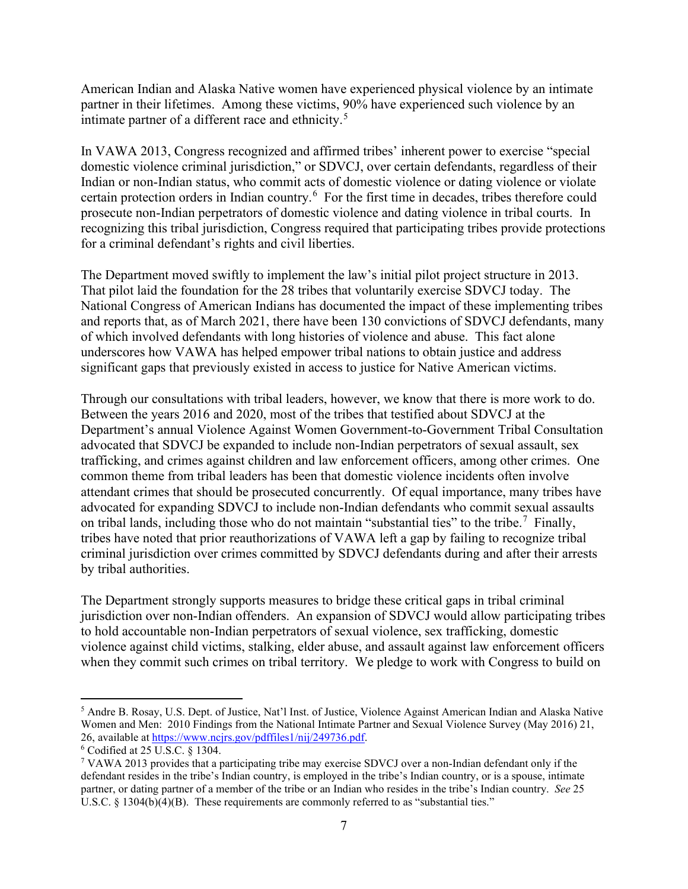American Indian and Alaska Native women have experienced physical violence by an intimate partner in their lifetimes. Among these victims, 90% have experienced such violence by an intimate partner of a different race and ethnicity.[5]

In VAWA 2013, Congress recognized and affirmed tribes' inherent power to exercise "special domestic violence criminal jurisdiction," or SDVCJ, over certain defendants, regardless of their Indian or non-Indian status, who commit acts of domestic violence or dating violence or violate certain protection orders in Indian country.[6] For the first time in decades, tribes therefore could prosecute non-Indian perpetrators of domestic violence and dating violence in tribal courts. In recognizing this tribal jurisdiction, Congress required that participating tribes provide protections for a criminal defendant's rights and civil liberties.

The Department moved swiftly to implement the law's initial pilot project structure in 2013. That pilot laid the foundation for the 28 tribes that voluntarily exercise SDVCJ today. The National Congress of American Indians has documented the impact of these implementing tribes and reports that, as of March 2021, there have been 130 convictions of SDVCJ defendants, many of which involved defendants with long histories of violence and abuse. This fact alone underscores how VAWA has helped empower tribal nations to obtain justice and address significant gaps that previously existed in access to justice for Native American victims.

Through our consultations with tribal leaders, however, we know that there is more work to do. Between the years 2016 and 2020, most of the tribes that testified about SDVCJ at the Department's annual Violence Against Women Government-to-Government Tribal Consultation advocated that SDVCJ be expanded to include non-Indian perpetrators of sexual assault, sex trafficking, and crimes against children and law enforcement officers, among other crimes. One common theme from tribal leaders has been that domestic violence incidents often involve attendant crimes that should be prosecuted concurrently. Of equal importance, many tribes have advocated for expanding SDVCJ to include non-Indian defendants who commit sexual assaults on tribal lands, including those who do not maintain "substantial ties" to the tribe.[7] Finally, tribes have noted that prior reauthorizations of VAWA left a gap by failing to recognize tribal criminal jurisdiction over crimes committed by SDVCJ defendants during and after their arrests by tribal authorities.

The Department strongly supports measures to bridge these critical gaps in tribal criminal jurisdiction over non-Indian offenders. An expansion of SDVCJ would allow participating tribes to hold accountable non-Indian perpetrators of sexual violence, sex trafficking, domestic violence against child victims, stalking, elder abuse, and assault against law enforcement officers when they commit such crimes on tribal territory. We pledge to work with Congress to build on

---

[5] Andre B. Rosay, U.S. Dept. of Justice, Nat'l Inst. of Justice, Violence Against American Indian and Alaska Native Women and Men: 2010 Findings from the National Intimate Partner and Sexual Violence Survey (May 2016) 21, 26, available at https://www.ncjrs.gov/pdffiles1/nij/249736.pdf.

[6] Codified at 25 U.S.C. § 1304.

[7] VAWA 2013 provides that a participating tribe may exercise SDVCJ over a non-Indian defendant only if the defendant resides in the tribe's Indian country, is employed in the tribe's Indian country, or is a spouse, intimate partner, or dating partner of a member of the tribe or an Indian who resides in the tribe's Indian country. *See* 25 U.S.C. § 1304(b)(4)(B). These requirements are commonly referred to as "substantial ties."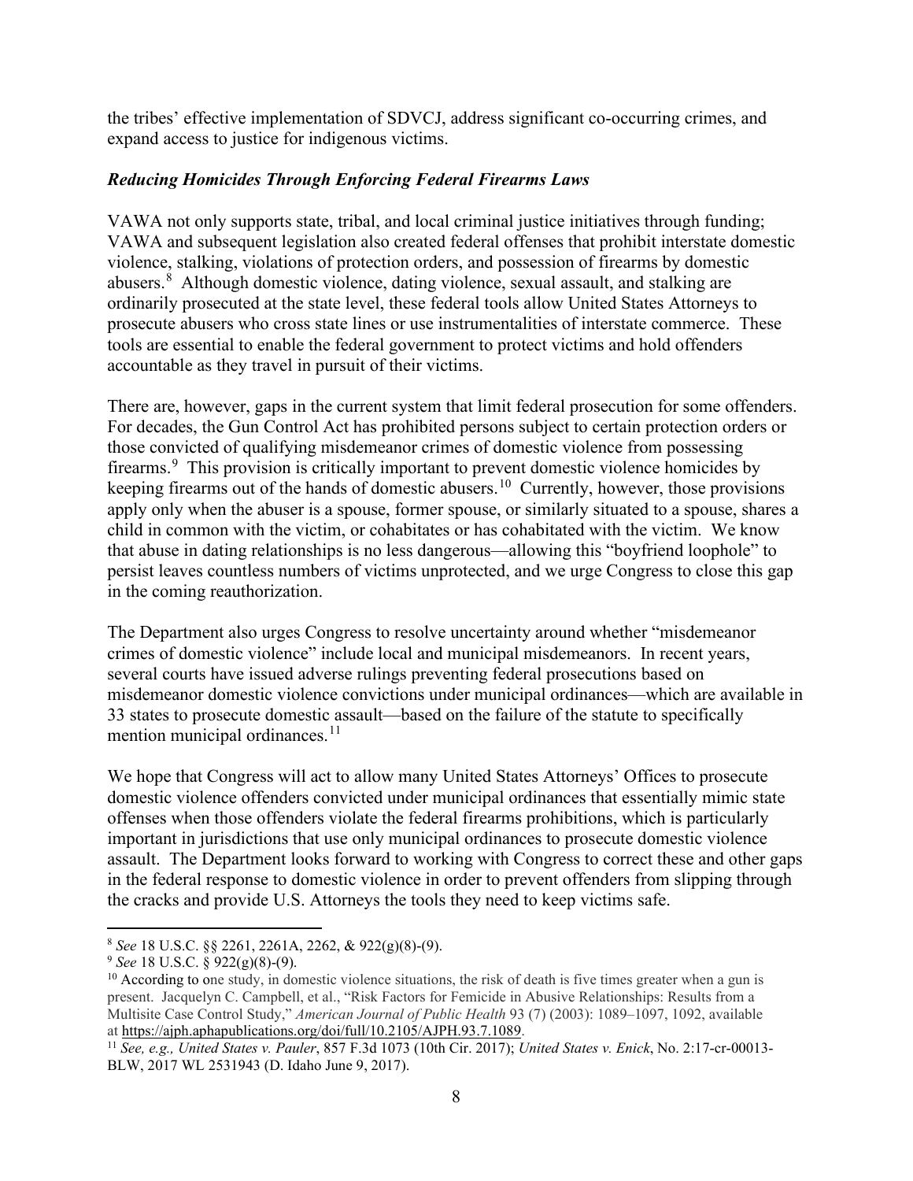the tribes' effective implementation of SDVCJ, address significant co-occurring crimes, and expand access to justice for indigenous victims.

### *Reducing Homicides Through Enforcing Federal Firearms Laws*

VAWA not only supports state, tribal, and local criminal justice initiatives through funding; VAWA and subsequent legislation also created federal offenses that prohibit interstate domestic violence, stalking, violations of protection orders, and possession of firearms by domestic abusers.[8] Although domestic violence, dating violence, sexual assault, and stalking are ordinarily prosecuted at the state level, these federal tools allow United States Attorneys to prosecute abusers who cross state lines or use instrumentalities of interstate commerce. These tools are essential to enable the federal government to protect victims and hold offenders accountable as they travel in pursuit of their victims.

There are, however, gaps in the current system that limit federal prosecution for some offenders. For decades, the Gun Control Act has prohibited persons subject to certain protection orders or those convicted of qualifying misdemeanor crimes of domestic violence from possessing firearms.[9] This provision is critically important to prevent domestic violence homicides by keeping firearms out of the hands of domestic abusers.[10] Currently, however, those provisions apply only when the abuser is a spouse, former spouse, or similarly situated to a spouse, shares a child in common with the victim, or cohabitates or has cohabitated with the victim. We know that abuse in dating relationships is no less dangerous—allowing this "boyfriend loophole" to persist leaves countless numbers of victims unprotected, and we urge Congress to close this gap in the coming reauthorization.

The Department also urges Congress to resolve uncertainty around whether "misdemeanor crimes of domestic violence" include local and municipal misdemeanors. In recent years, several courts have issued adverse rulings preventing federal prosecutions based on misdemeanor domestic violence convictions under municipal ordinances—which are available in 33 states to prosecute domestic assault—based on the failure of the statute to specifically mention municipal ordinances.[11]

We hope that Congress will act to allow many United States Attorneys' Offices to prosecute domestic violence offenders convicted under municipal ordinances that essentially mimic state offenses when those offenders violate the federal firearms prohibitions, which is particularly important in jurisdictions that use only municipal ordinances to prosecute domestic violence assault. The Department looks forward to working with Congress to correct these and other gaps in the federal response to domestic violence in order to prevent offenders from slipping through the cracks and provide U.S. Attorneys the tools they need to keep victims safe.

---

[8] *See* 18 U.S.C. §§ 2261, 2261A, 2262, & 922(g)(8)-(9).

[9] *See* 18 U.S.C. § 922(g)(8)-(9).

[10] According to one study, in domestic violence situations, the risk of death is five times greater when a gun is present. Jacquelyn C. Campbell, et al., "Risk Factors for Femicide in Abusive Relationships: Results from a Multisite Case Control Study," *American Journal of Public Health* 93 (7) (2003): 1089–1097, 1092, available at https://ajph.aphapublications.org/doi/full/10.2105/AJPH.93.7.1089.

[11] *See, e.g., United States v. Pauler*, 857 F.3d 1073 (10th Cir. 2017); *United States v. Enick*, No. 2:17-cr-00013-BLW, 2017 WL 2531943 (D. Idaho June 9, 2017).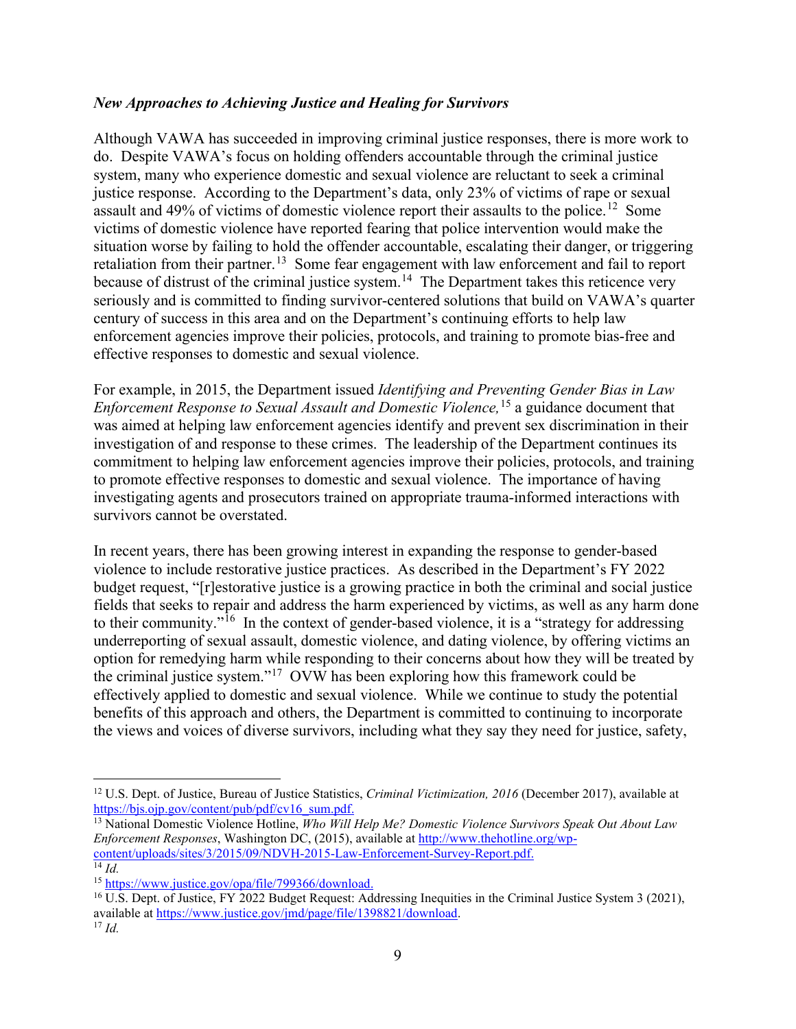***New Approaches to Achieving Justice and Healing for Survivors***

Although VAWA has succeeded in improving criminal justice responses, there is more work to do. Despite VAWA's focus on holding offenders accountable through the criminal justice system, many who experience domestic and sexual violence are reluctant to seek a criminal justice response. According to the Department's data, only 23% of victims of rape or sexual assault and 49% of victims of domestic violence report their assaults to the police.[12] Some victims of domestic violence have reported fearing that police intervention would make the situation worse by failing to hold the offender accountable, escalating their danger, or triggering retaliation from their partner.[13] Some fear engagement with law enforcement and fail to report because of distrust of the criminal justice system.[14] The Department takes this reticence very seriously and is committed to finding survivor-centered solutions that build on VAWA's quarter century of success in this area and on the Department's continuing efforts to help law enforcement agencies improve their policies, protocols, and training to promote bias-free and effective responses to domestic and sexual violence.

For example, in 2015, the Department issued *Identifying and Preventing Gender Bias in Law Enforcement Response to Sexual Assault and Domestic Violence,*[15] a guidance document that was aimed at helping law enforcement agencies identify and prevent sex discrimination in their investigation of and response to these crimes. The leadership of the Department continues its commitment to helping law enforcement agencies improve their policies, protocols, and training to promote effective responses to domestic and sexual violence. The importance of having investigating agents and prosecutors trained on appropriate trauma-informed interactions with survivors cannot be overstated.

In recent years, there has been growing interest in expanding the response to gender-based violence to include restorative justice practices. As described in the Department's FY 2022 budget request, "[r]estorative justice is a growing practice in both the criminal and social justice fields that seeks to repair and address the harm experienced by victims, as well as any harm done to their community."[16] In the context of gender-based violence, it is a "strategy for addressing underreporting of sexual assault, domestic violence, and dating violence, by offering victims an option for remedying harm while responding to their concerns about how they will be treated by the criminal justice system."[17] OVW has been exploring how this framework could be effectively applied to domestic and sexual violence. While we continue to study the potential benefits of this approach and others, the Department is committed to continuing to incorporate the views and voices of diverse survivors, including what they say they need for justice, safety,

---

[12] U.S. Dept. of Justice, Bureau of Justice Statistics, *Criminal Victimization, 2016* (December 2017), available at https://bjs.ojp.gov/content/pub/pdf/cv16_sum.pdf.

[13] National Domestic Violence Hotline, *Who Will Help Me? Domestic Violence Survivors Speak Out About Law Enforcement Responses*, Washington DC, (2015), available at http://www.thehotline.org/wp-content/uploads/sites/3/2015/09/NDVH-2015-Law-Enforcement-Survey-Report.pdf.

[14] *Id.*

[15] https://www.justice.gov/opa/file/799366/download.

[16] U.S. Dept. of Justice, FY 2022 Budget Request: Addressing Inequities in the Criminal Justice System 3 (2021), available at https://www.justice.gov/jmd/page/file/1398821/download.

[17] *Id.*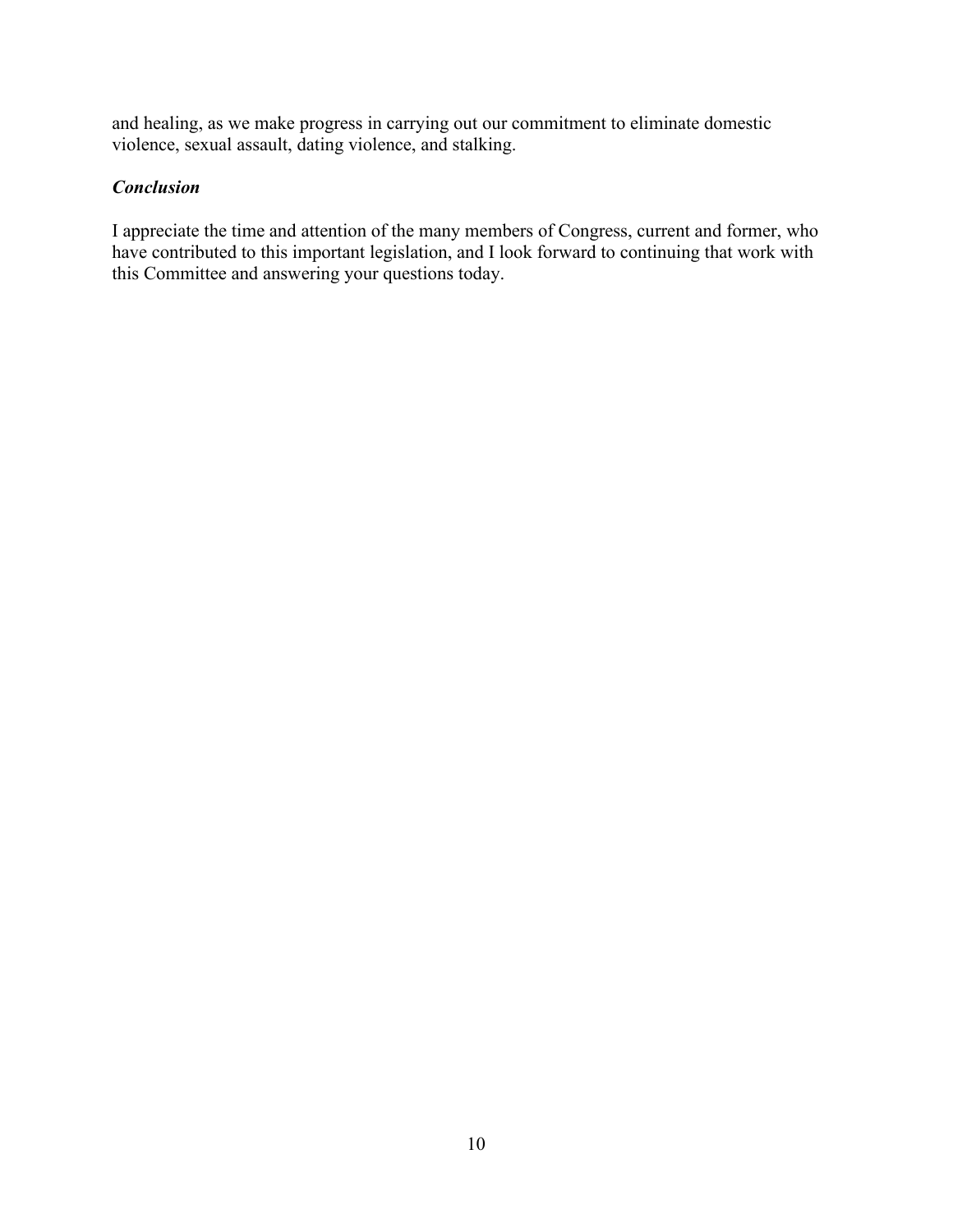and healing, as we make progress in carrying out our commitment to eliminate domestic violence, sexual assault, dating violence, and stalking.

### ***Conclusion***

I appreciate the time and attention of the many members of Congress, current and former, who have contributed to this important legislation, and I look forward to continuing that work with this Committee and answering your questions today.